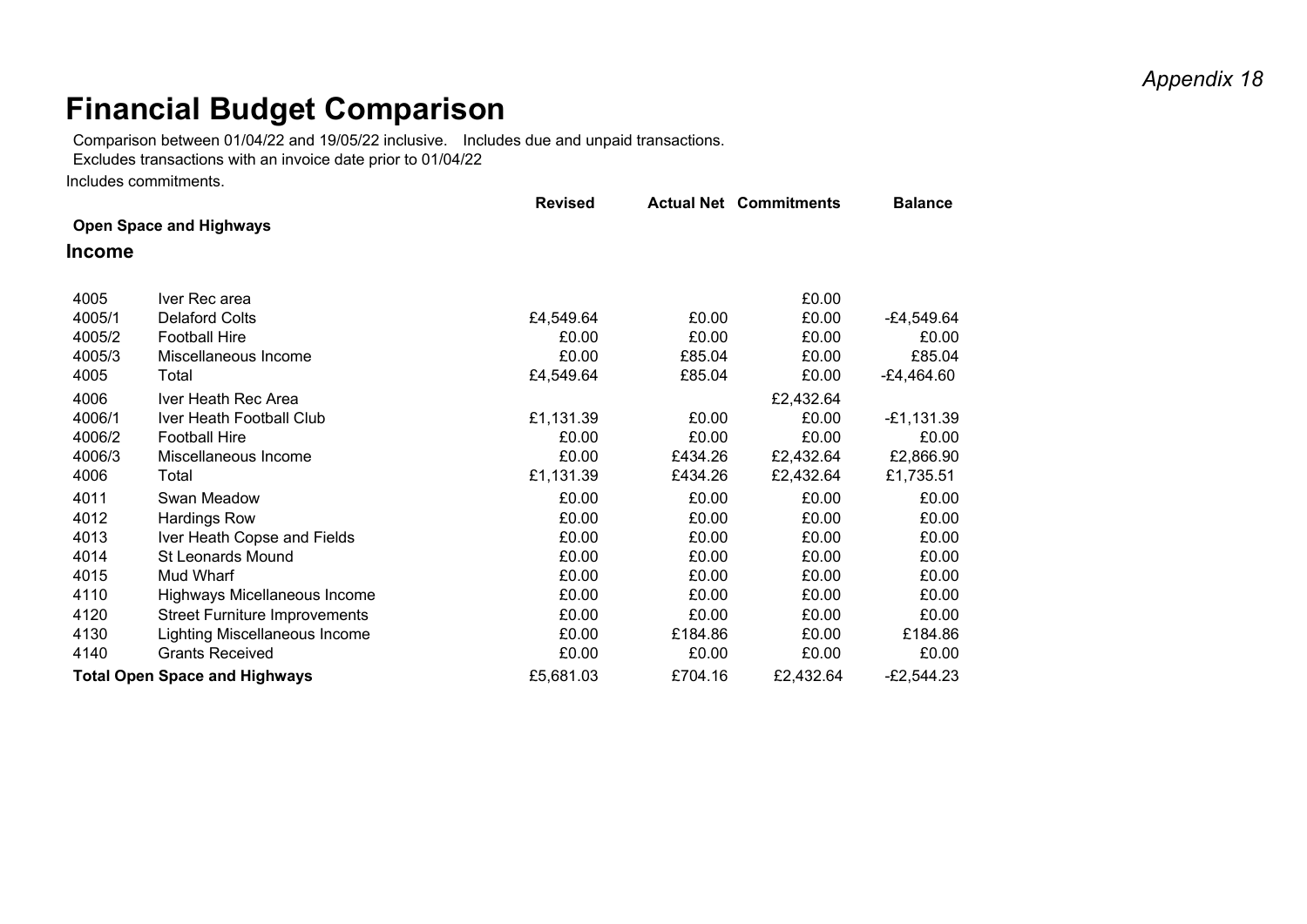*Appendix 18*

# Financial Budget Comparison

Comparison between 01/04/22 and 19/05/22 inclusive. Includes due and unpaid transactions.
Excludes transactions with an invoice date prior to 01/04/22
Includes commitments.

| | | Revised | Actual Net | Commitments | Balance |
|---|---|---|---|---|---|
| **Open Space and Highways** | | | | | |
| **Income** | | | | | |
| 4005 | Iver Rec area | | | £0.00 | |
| 4005/1 | Delaford Colts | £4,549.64 | £0.00 | £0.00 | -£4,549.64 |
| 4005/2 | Football Hire | £0.00 | £0.00 | £0.00 | £0.00 |
| 4005/3 | Miscellaneous Income | £0.00 | £85.04 | £0.00 | £85.04 |
| 4005 | Total | £4,549.64 | £85.04 | £0.00 | -£4,464.60 |
| 4006 | Iver Heath Rec Area | | | £2,432.64 | |
| 4006/1 | Iver Heath Football Club | £1,131.39 | £0.00 | £0.00 | -£1,131.39 |
| 4006/2 | Football Hire | £0.00 | £0.00 | £0.00 | £0.00 |
| 4006/3 | Miscellaneous Income | £0.00 | £434.26 | £2,432.64 | £2,866.90 |
| 4006 | Total | £1,131.39 | £434.26 | £2,432.64 | £1,735.51 |
| 4011 | Swan Meadow | £0.00 | £0.00 | £0.00 | £0.00 |
| 4012 | Hardings Row | £0.00 | £0.00 | £0.00 | £0.00 |
| 4013 | Iver Heath Copse and Fields | £0.00 | £0.00 | £0.00 | £0.00 |
| 4014 | St Leonards Mound | £0.00 | £0.00 | £0.00 | £0.00 |
| 4015 | Mud Wharf | £0.00 | £0.00 | £0.00 | £0.00 |
| 4110 | Highways Micellaneous Income | £0.00 | £0.00 | £0.00 | £0.00 |
| 4120 | Street Furniture Improvements | £0.00 | £0.00 | £0.00 | £0.00 |
| 4130 | Lighting Miscellaneous Income | £0.00 | £184.86 | £0.00 | £184.86 |
| 4140 | Grants Received | £0.00 | £0.00 | £0.00 | £0.00 |
| **Total Open Space and Highways** | | £5,681.03 | £704.16 | £2,432.64 | -£2,544.23 |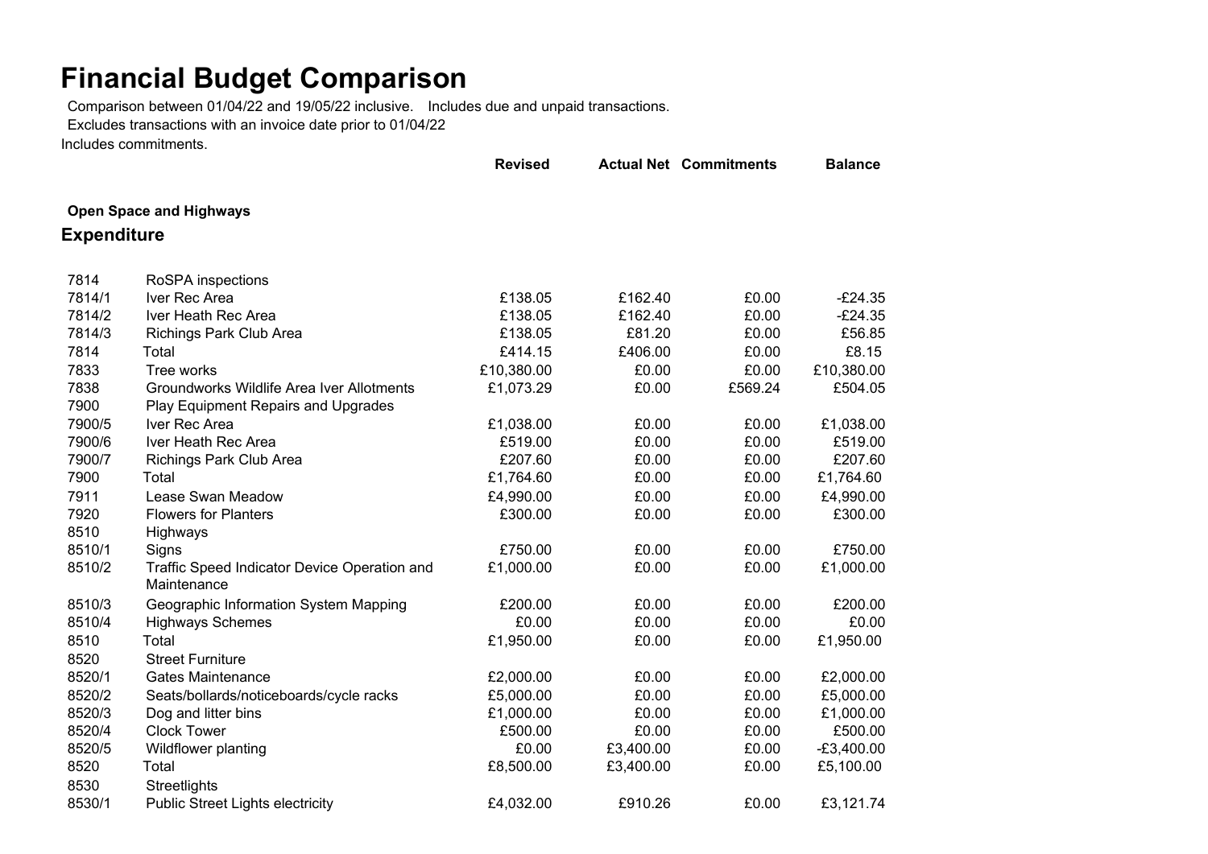# Financial Budget Comparison

Comparison between 01/04/22 and 19/05/22 inclusive. Includes due and unpaid transactions.

Excludes transactions with an invoice date prior to 01/04/22

Includes commitments.

**Open Space and Highways**

## Expenditure

| | | Revised | Actual Net | Commitments | Balance |
|---|---|---|---|---|---|
| 7814 | RoSPA inspections | | | | |
| 7814/1 | Iver Rec Area | £138.05 | £162.40 | £0.00 | -£24.35 |
| 7814/2 | Iver Heath Rec Area | £138.05 | £162.40 | £0.00 | -£24.35 |
| 7814/3 | Richings Park Club Area | £138.05 | £81.20 | £0.00 | £56.85 |
| 7814 | Total | £414.15 | £406.00 | £0.00 | £8.15 |
| 7833 | Tree works | £10,380.00 | £0.00 | £0.00 | £10,380.00 |
| 7838 | Groundworks Wildlife Area Iver Allotments | £1,073.29 | £0.00 | £569.24 | £504.05 |
| 7900 | Play Equipment Repairs and Upgrades | | | | |
| 7900/5 | Iver Rec Area | £1,038.00 | £0.00 | £0.00 | £1,038.00 |
| 7900/6 | Iver Heath Rec Area | £519.00 | £0.00 | £0.00 | £519.00 |
| 7900/7 | Richings Park Club Area | £207.60 | £0.00 | £0.00 | £207.60 |
| 7900 | Total | £1,764.60 | £0.00 | £0.00 | £1,764.60 |
| 7911 | Lease Swan Meadow | £4,990.00 | £0.00 | £0.00 | £4,990.00 |
| 7920 | Flowers for Planters | £300.00 | £0.00 | £0.00 | £300.00 |
| 8510 | Highways | | | | |
| 8510/1 | Signs | £750.00 | £0.00 | £0.00 | £750.00 |
| 8510/2 | Traffic Speed Indicator Device Operation and Maintenance | £1,000.00 | £0.00 | £0.00 | £1,000.00 |
| 8510/3 | Geographic Information System Mapping | £200.00 | £0.00 | £0.00 | £200.00 |
| 8510/4 | Highways Schemes | £0.00 | £0.00 | £0.00 | £0.00 |
| 8510 | Total | £1,950.00 | £0.00 | £0.00 | £1,950.00 |
| 8520 | Street Furniture | | | | |
| 8520/1 | Gates Maintenance | £2,000.00 | £0.00 | £0.00 | £2,000.00 |
| 8520/2 | Seats/bollards/noticeboards/cycle racks | £5,000.00 | £0.00 | £0.00 | £5,000.00 |
| 8520/3 | Dog and litter bins | £1,000.00 | £0.00 | £0.00 | £1,000.00 |
| 8520/4 | Clock Tower | £500.00 | £0.00 | £0.00 | £500.00 |
| 8520/5 | Wildflower planting | £0.00 | £3,400.00 | £0.00 | -£3,400.00 |
| 8520 | Total | £8,500.00 | £3,400.00 | £0.00 | £5,100.00 |
| 8530 | Streetlights | | | | |
| 8530/1 | Public Street Lights electricity | £4,032.00 | £910.26 | £0.00 | £3,121.74 |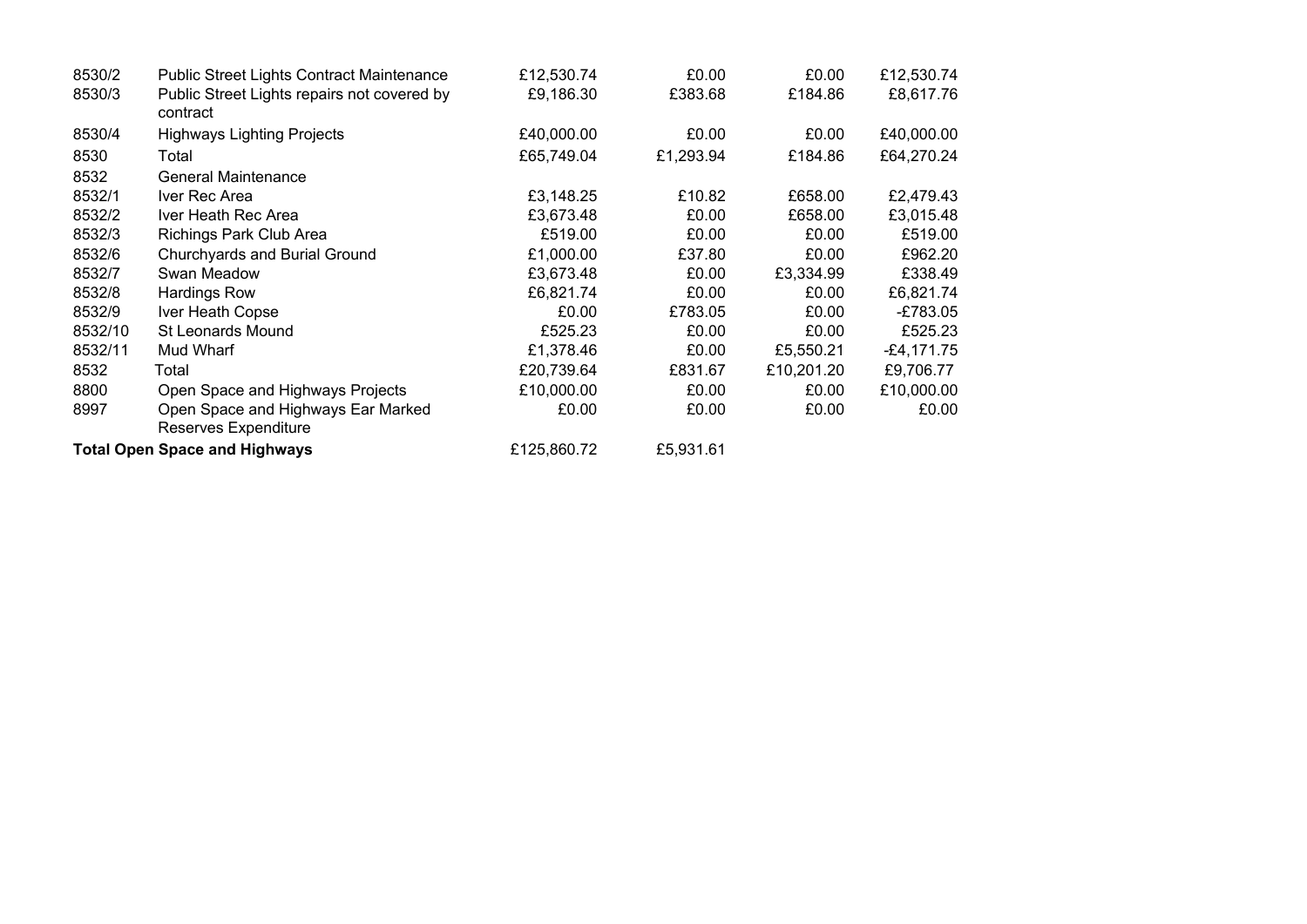| | | | | | |
|---|---|---|---|---|---|
| 8530/2 | Public Street Lights Contract Maintenance | £12,530.74 | £0.00 | £0.00 | £12,530.74 |
| 8530/3 | Public Street Lights repairs not covered by contract | £9,186.30 | £383.68 | £184.86 | £8,617.76 |
| 8530/4 | Highways Lighting Projects | £40,000.00 | £0.00 | £0.00 | £40,000.00 |
| 8530 | Total | £65,749.04 | £1,293.94 | £184.86 | £64,270.24 |
| 8532 | General Maintenance | | | | |
| 8532/1 | Iver Rec Area | £3,148.25 | £10.82 | £658.00 | £2,479.43 |
| 8532/2 | Iver Heath Rec Area | £3,673.48 | £0.00 | £658.00 | £3,015.48 |
| 8532/3 | Richings Park Club Area | £519.00 | £0.00 | £0.00 | £519.00 |
| 8532/6 | Churchyards and Burial Ground | £1,000.00 | £37.80 | £0.00 | £962.20 |
| 8532/7 | Swan Meadow | £3,673.48 | £0.00 | £3,334.99 | £338.49 |
| 8532/8 | Hardings Row | £6,821.74 | £0.00 | £0.00 | £6,821.74 |
| 8532/9 | Iver Heath Copse | £0.00 | £783.05 | £0.00 | -£783.05 |
| 8532/10 | St Leonards Mound | £525.23 | £0.00 | £0.00 | £525.23 |
| 8532/11 | Mud Wharf | £1,378.46 | £0.00 | £5,550.21 | -£4,171.75 |
| 8532 | Total | £20,739.64 | £831.67 | £10,201.20 | £9,706.77 |
| 8800 | Open Space and Highways Projects | £10,000.00 | £0.00 | £0.00 | £10,000.00 |
| 8997 | Open Space and Highways Ear Marked Reserves Expenditure | £0.00 | £0.00 | £0.00 | £0.00 |
| **Total Open Space and Highways** | | £125,860.72 | £5,931.61 | | |